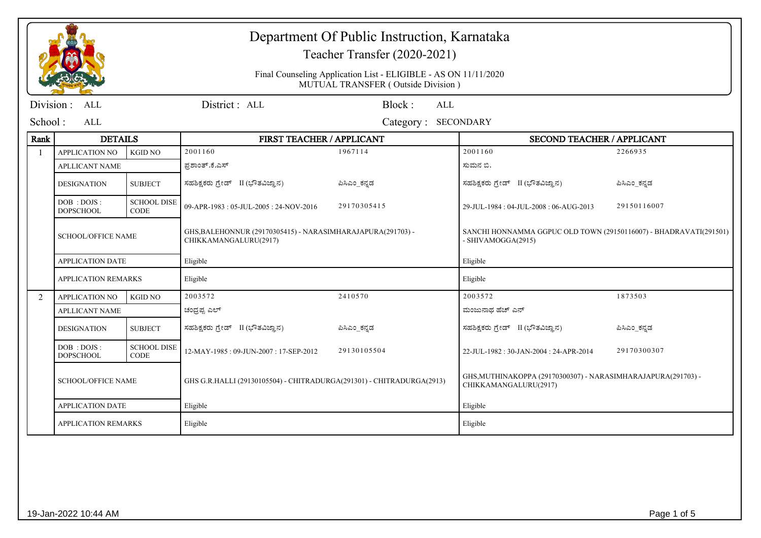# Department Of Public Instruction, Karnataka

Teacher Transfer (2020-2021)

Final Counseling Application List - ELIGIBLE - AS ON 11/11/2020
MUTUAL TRANSFER ( Outside Division )

Division : ALL    District : ALL    Block : ALL

School : ALL    Category : SECONDARY

| Rank | DETAILS | | FIRST TEACHER / APPLICANT | | SECOND TEACHER / APPLICANT | |
|---|---|---|---|---|---|---|
| 1 | APPLICATION NO | KGID NO | 2001160 | 1967114 | 2001160 | 2266935 |
| | APLLICANT NAME | | ಪ್ರಶಾಂತ್.ಕೆ.ಎಸ್ | | ಸುಮನ ಬಿ. | |
| | DESIGNATION | SUBJECT | ಸಹಶಿಕ್ಷಕರು ಗ್ರೇಡ್ II (ಭೌತವಿಜ್ಞಾನ) | ಪಿಸಿಎಂ_ಕನ್ನಡ | ಸಹಶಿಕ್ಷಕರು ಗ್ರೇಡ್ II (ಭೌತವಿಜ್ಞಾನ) | ಪಿಸಿಎಂ_ಕನ್ನಡ |
| | DOB : DOJS : DOPSCHOOL | SCHOOL DISE CODE | 09-APR-1983 : 05-JUL-2005 : 24-NOV-2016 | 29170305415 | 29-JUL-1984 : 04-JUL-2008 : 06-AUG-2013 | 29150116007 |
| | SCHOOL/OFFICE NAME | | GHS,BALEHONNUR (29170305415) - NARASIMHARAJAPURA(291703) - CHIKKAMANGALURU(2917) | | SANCHI HONNAMMA GGPUC OLD TOWN (29150116007) - BHADRAVATI(291501) - SHIVAMOGGA(2915) | |
| | APPLICATION DATE | | Eligible | | Eligible | |
| | APPLICATION REMARKS | | Eligible | | Eligible | |
| 2 | APPLICATION NO | KGID NO | 2003572 | 2410570 | 2003572 | 1873503 |
| | APLLICANT NAME | | ಚಂದ್ರಪ್ಪ ಎಲ್ | | ಮಂಜುನಾಥ ಹೆಚ್ ಎನ್ | |
| | DESIGNATION | SUBJECT | ಸಹಶಿಕ್ಷಕರು ಗ್ರೇಡ್ II (ಭೌತವಿಜ್ಞಾನ) | ಪಿಸಿಎಂ_ಕನ್ನಡ | ಸಹಶಿಕ್ಷಕರು ಗ್ರೇಡ್ II (ಭೌತವಿಜ್ಞಾನ) | ಪಿಸಿಎಂ_ಕನ್ನಡ |
| | DOB : DOJS : DOPSCHOOL | SCHOOL DISE CODE | 12-MAY-1985 : 09-JUN-2007 : 17-SEP-2012 | 29130105504 | 22-JUL-1982 : 30-JAN-2004 : 24-APR-2014 | 29170300307 |
| | SCHOOL/OFFICE NAME | | GHS G.R.HALLI (29130105504) - CHITRADURGA(291301) - CHITRADURGA(2913) | | GHS,MUTHINAKOPPA (29170300307) - NARASIMHARAJAPURA(291703) - CHIKKAMANGALURU(2917) | |
| | APPLICATION DATE | | Eligible | | Eligible | |
| | APPLICATION REMARKS | | Eligible | | Eligible | |

19-Jan-2022 10:44 AM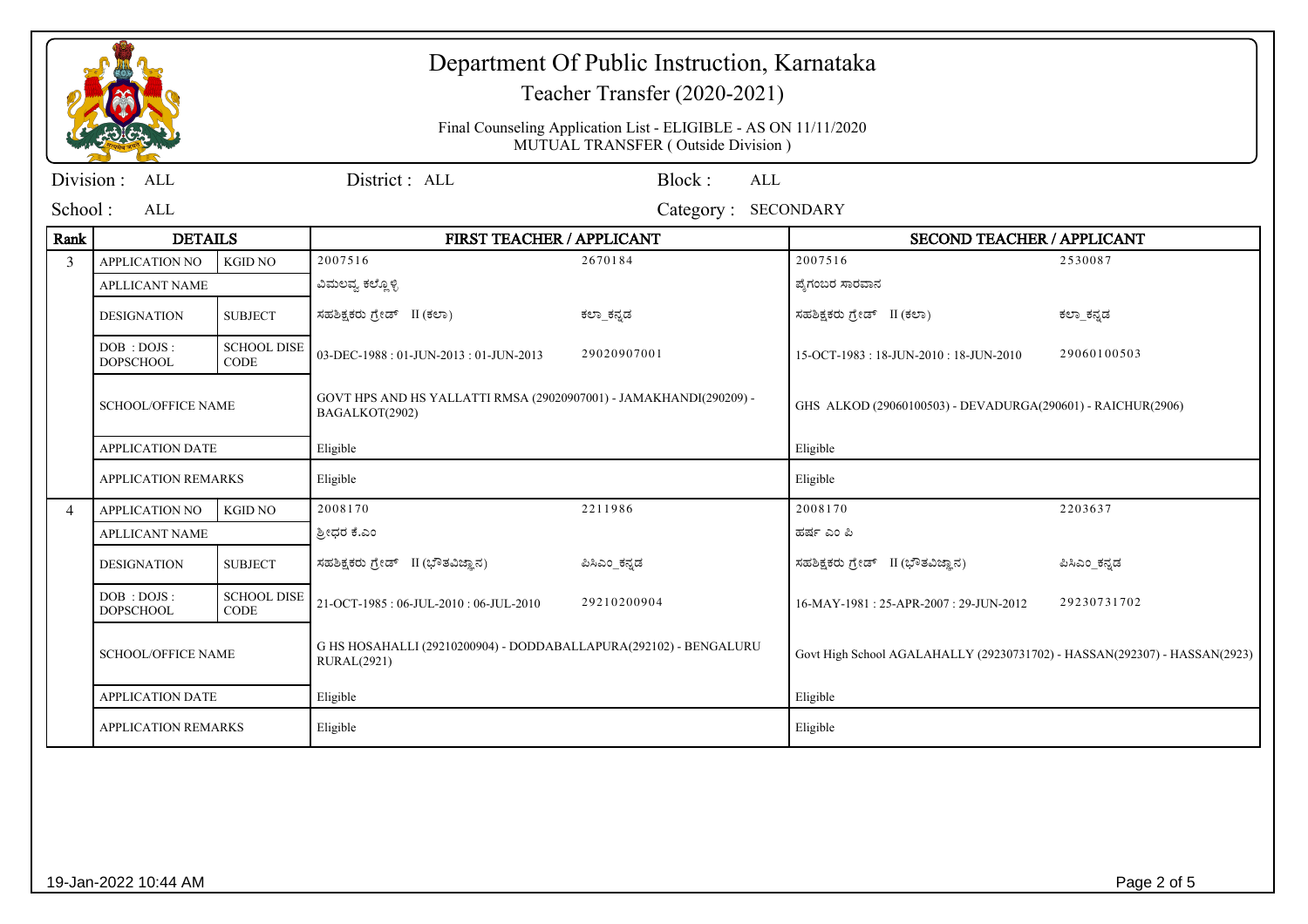# Department Of Public Instruction, Karnataka

Teacher Transfer (2020-2021)

Final Counseling Application List - ELIGIBLE - AS ON 11/11/2020
MUTUAL TRANSFER ( Outside Division )

Division : ALL    District : ALL    Block : ALL

School : ALL    Category : SECONDARY

| Rank | DETAILS | | FIRST TEACHER / APPLICANT | | SECOND TEACHER / APPLICANT | |
|---|---|---|---|---|---|---|
| 3 | APPLICATION NO | KGID NO | 2007516 | 2670184 | 2007516 | 2530087 |
| | APLLICANT NAME | | ವಿಮಲವ್ವ ಕಲ್ಲೊಳ್ಳಿ | | ಪೈಗಂಬರ ಸಾರವಾನ | |
| | DESIGNATION | SUBJECT | ಸಹಶಿಕ್ಷಕರು ಗ್ರೇಡ್ II (ಕಲಾ) | ಕಲಾ_ಕನ್ನಡ | ಸಹಶಿಕ್ಷಕರು ಗ್ರೇಡ್ II (ಕಲಾ) | ಕಲಾ_ಕನ್ನಡ |
| | DOB : DOJS : DOPSCHOOL | SCHOOL DISE CODE | 03-DEC-1988 : 01-JUN-2013 : 01-JUN-2013 | 29020907001 | 15-OCT-1983 : 18-JUN-2010 : 18-JUN-2010 | 29060100503 |
| | SCHOOL/OFFICE NAME | | GOVT HPS AND HS YALLATTI RMSA (29020907001) - JAMAKHANDI(290209) - BAGALKOT(2902) | | GHS ALKOD (29060100503) - DEVADURGA(290601) - RAICHUR(2906) | |
| | APPLICATION DATE | | Eligible | | Eligible | |
| | APPLICATION REMARKS | | Eligible | | Eligible | |
| 4 | APPLICATION NO | KGID NO | 2008170 | 2211986 | 2008170 | 2203637 |
| | APLLICANT NAME | | ಶ್ರೀಧರ ಕೆ.ಎಂ | | ಹರ್ಷ ಎಂ ಪಿ | |
| | DESIGNATION | SUBJECT | ಸಹಶಿಕ್ಷಕರು ಗ್ರೇಡ್ II (ಭೌತವಿಜ್ಞಾನ) | ಪಿಸಿಎಂ_ಕನ್ನಡ | ಸಹಶಿಕ್ಷಕರು ಗ್ರೇಡ್ II (ಭೌತವಿಜ್ಞಾನ) | ಪಿಸಿಎಂ_ಕನ್ನಡ |
| | DOB : DOJS : DOPSCHOOL | SCHOOL DISE CODE | 21-OCT-1985 : 06-JUL-2010 : 06-JUL-2010 | 29210200904 | 16-MAY-1981 : 25-APR-2007 : 29-JUN-2012 | 29230731702 |
| | SCHOOL/OFFICE NAME | | G HS HOSAHALLI (29210200904) - DODDABALLAPURA(292102) - BENGALURU RURAL(2921) | | Govt High School AGALAHALLY (29230731702) - HASSAN(292307) - HASSAN(2923) | |
| | APPLICATION DATE | | Eligible | | Eligible | |
| | APPLICATION REMARKS | | Eligible | | Eligible | |

19-Jan-2022 10:44 AM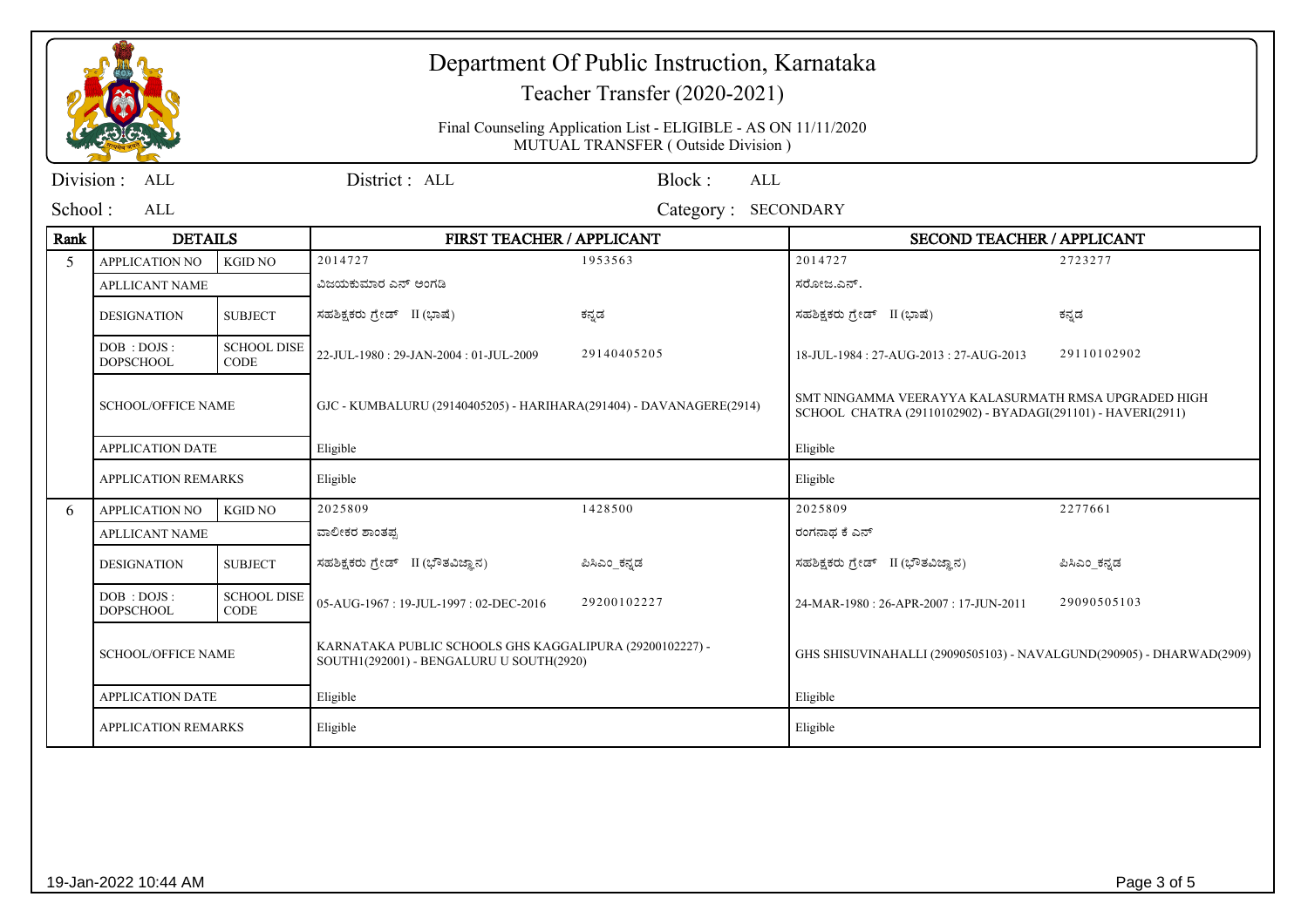# Department Of Public Instruction, Karnataka

Teacher Transfer (2020-2021)

Final Counseling Application List - ELIGIBLE - AS ON 11/11/2020
MUTUAL TRANSFER ( Outside Division )

Division : ALL | District : ALL | Block : ALL

School : ALL | Category : SECONDARY

| Rank | DETAILS | | FIRST TEACHER / APPLICANT | | SECOND TEACHER / APPLICANT | |
|---|---|---|---|---|---|---|
| 5 | APPLICATION NO | KGID NO | 2014727 | 1953563 | 2014727 | 2723277 |
| | APLLICANT NAME | | ವಿಜಯಕುಮಾರ ಎನ್ ಅಂಗಡಿ | | ಸರೋಜ.ಎನ್. | |
| | DESIGNATION | SUBJECT | ಸಹಶಿಕ್ಷಕರು ಗ್ರೇಡ್ II (ಭಾಷೆ) | ಕನ್ನಡ | ಸಹಶಿಕ್ಷಕರು ಗ್ರೇಡ್ II (ಭಾಷೆ) | ಕನ್ನಡ |
| | DOB : DOJS : DOPSCHOOL | SCHOOL DISE CODE | 22-JUL-1980 : 29-JAN-2004 : 01-JUL-2009 | 29140405205 | 18-JUL-1984 : 27-AUG-2013 : 27-AUG-2013 | 29110102902 |
| | SCHOOL/OFFICE NAME | | GJC - KUMBALURU (29140405205) - HARIHARA(291404) - DAVANAGERE(2914) | | SMT NINGAMMA VEERAYYA KALASURMATH RMSA UPGRADED HIGH SCHOOL CHATRA (29110102902) - BYADAGI(291101) - HAVERI(2911) | |
| | APPLICATION DATE | | Eligible | | Eligible | |
| | APPLICATION REMARKS | | Eligible | | Eligible | |
| 6 | APPLICATION NO | KGID NO | 2025809 | 1428500 | 2025809 | 2277661 |
| | APLLICANT NAME | | ವಾಲೀಕರ ಶಾಂತಪ್ಪ | | ರಂಗನಾಥ ಕೆ ಎನ್ | |
| | DESIGNATION | SUBJECT | ಸಹಶಿಕ್ಷಕರು ಗ್ರೇಡ್ II (ಭೌತವಿಜ್ಞಾನ) | ಪಿಸಿಎಂ_ಕನ್ನಡ | ಸಹಶಿಕ್ಷಕರು ಗ್ರೇಡ್ II (ಭೌತವಿಜ್ಞಾನ) | ಪಿಸಿಎಂ_ಕನ್ನಡ |
| | DOB : DOJS : DOPSCHOOL | SCHOOL DISE CODE | 05-AUG-1967 : 19-JUL-1997 : 02-DEC-2016 | 29200102227 | 24-MAR-1980 : 26-APR-2007 : 17-JUN-2011 | 29090505103 |
| | SCHOOL/OFFICE NAME | | KARNATAKA PUBLIC SCHOOLS GHS KAGGALIPURA (29200102227) - SOUTH1(292001) - BENGALURU U SOUTH(2920) | | GHS SHISUVINAHALLI (29090505103) - NAVALGUND(290905) - DHARWAD(2909) | |
| | APPLICATION DATE | | Eligible | | Eligible | |
| | APPLICATION REMARKS | | Eligible | | Eligible | |

19-Jan-2022 10:44 AM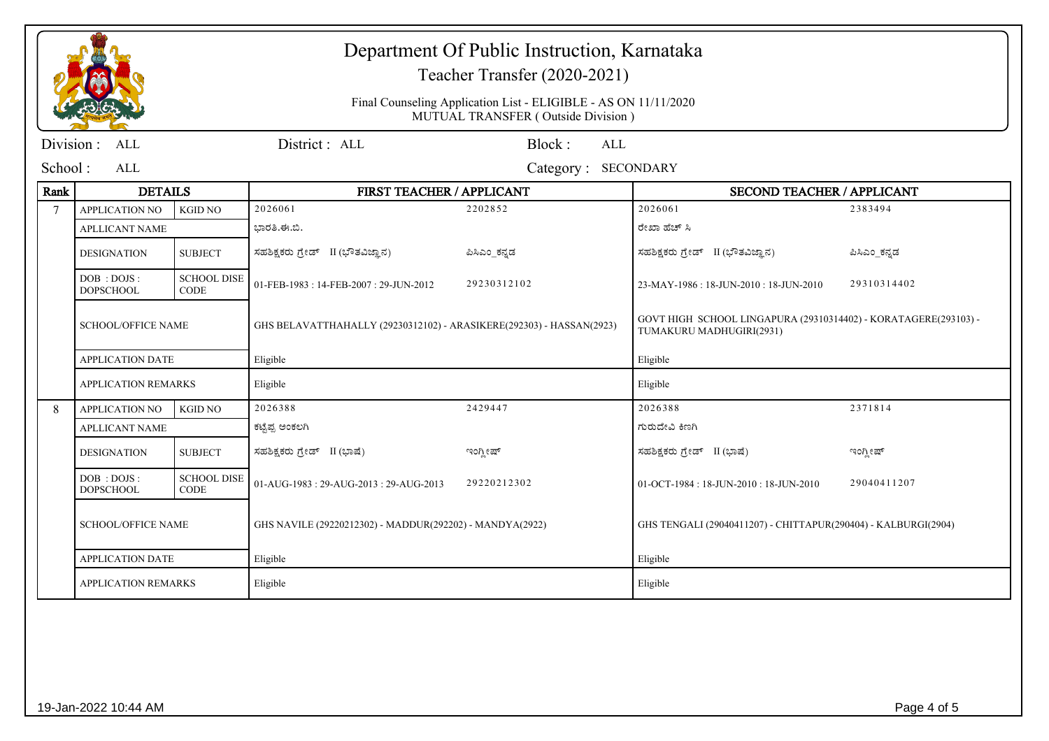# Department Of Public Instruction, Karnataka

Teacher Transfer (2020-2021)

Final Counseling Application List - ELIGIBLE - AS ON 11/11/2020
MUTUAL TRANSFER ( Outside Division )

Division : ALL &nbsp;&nbsp;&nbsp; District : ALL &nbsp;&nbsp;&nbsp; Block : ALL

School : ALL &nbsp;&nbsp;&nbsp; Category : SECONDARY

| Rank | DETAILS | | FIRST TEACHER / APPLICANT | | SECOND TEACHER / APPLICANT | |
|---|---|---|---|---|---|---|
| 7 | APPLICATION NO | KGID NO | 2026061 | 2202852 | 2026061 | 2383494 |
| | APLLICANT NAME | | ಭಾರತಿ.ಈ.ಬಿ. | | ರೇಖಾ ಹೆಚ್ ಸಿ | |
| | DESIGNATION | SUBJECT | ಸಹಶಿಕ್ಷಕರು ಗ್ರೇಡ್ II (ಭೌತವಿಜ್ಞಾನ) | ಪಿಸಿಎಂ_ಕನ್ನಡ | ಸಹಶಿಕ್ಷಕರು ಗ್ರೇಡ್ II (ಭೌತವಿಜ್ಞಾನ) | ಪಿಸಿಎಂ_ಕನ್ನಡ |
| | DOB : DOJS : DOPSCHOOL | SCHOOL DISE CODE | 01-FEB-1983 : 14-FEB-2007 : 29-JUN-2012 | 29230312102 | 23-MAY-1986 : 18-JUN-2010 : 18-JUN-2010 | 29310314402 |
| | SCHOOL/OFFICE NAME | | GHS BELAVATTHAHALLY (29230312102) - ARASIKERE(292303) - HASSAN(2923) | | GOVT HIGH SCHOOL LINGAPURA (29310314402) - KORATAGERE(293103) - TUMAKURU MADHUGIRI(2931) | |
| | APPLICATION DATE | | Eligible | | Eligible | |
| | APPLICATION REMARKS | | Eligible | | Eligible | |
| 8 | APPLICATION NO | KGID NO | 2026388 | 2429447 | 2026388 | 2371814 |
| | APLLICANT NAME | | ಕಟ್ಟೆಪ್ಪ ಅಂಕಲಗಿ | | ಗುರುದೇವಿ ಕಿಣಗಿ | |
| | DESIGNATION | SUBJECT | ಸಹಶಿಕ್ಷಕರು ಗ್ರೇಡ್ II (ಭಾಷೆ) | ಇಂಗ್ಲೀಷ್ | ಸಹಶಿಕ್ಷಕರು ಗ್ರೇಡ್ II (ಭಾಷೆ) | ಇಂಗ್ಲೀಷ್ |
| | DOB : DOJS : DOPSCHOOL | SCHOOL DISE CODE | 01-AUG-1983 : 29-AUG-2013 : 29-AUG-2013 | 29220212302 | 01-OCT-1984 : 18-JUN-2010 : 18-JUN-2010 | 29040411207 |
| | SCHOOL/OFFICE NAME | | GHS NAVILE (29220212302) - MADDUR(292202) - MANDYA(2922) | | GHS TENGALI (29040411207) - CHITTAPUR(290404) - KALBURGI(2904) | |
| | APPLICATION DATE | | Eligible | | Eligible | |
| | APPLICATION REMARKS | | Eligible | | Eligible | |

19-Jan-2022 10:44 AM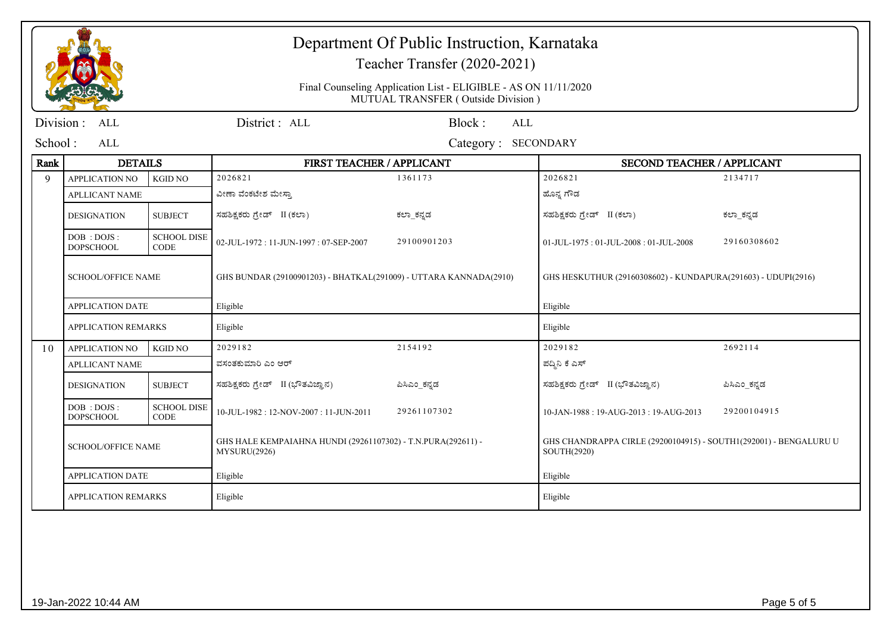# Department Of Public Instruction, Karnataka

Teacher Transfer (2020-2021)

Final Counseling Application List - ELIGIBLE - AS ON 11/11/2020

MUTUAL TRANSFER ( Outside Division )

Division : ALL    District : ALL    Block : ALL

School : ALL    Category : SECONDARY

| Rank | DETAILS | | FIRST TEACHER / APPLICANT | | SECOND TEACHER / APPLICANT | |
|---|---|---|---|---|---|---|
| 9 | APPLICATION NO | KGID NO | 2026821 | 1361173 | 2026821 | 2134717 |
| | APLLICANT NAME | | ವೀಣಾ ವೆಂಕಟೇಶ ಮೇಸ್ತಾ | | ಹೊನ್ನ ಗೌಡ | |
| | DESIGNATION | SUBJECT | ಸಹಶಿಕ್ಷಕರು ಗ್ರೇಡ್ II (ಕಲಾ) | ಕಲಾ_ಕನ್ನಡ | ಸಹಶಿಕ್ಷಕರು ಗ್ರೇಡ್ II (ಕಲಾ) | ಕಲಾ_ಕನ್ನಡ |
| | DOB : DOJS : DOPSCHOOL | SCHOOL DISE CODE | 02-JUL-1972 : 11-JUN-1997 : 07-SEP-2007 | 29100901203 | 01-JUL-1975 : 01-JUL-2008 : 01-JUL-2008 | 29160308602 |
| | SCHOOL/OFFICE NAME | | GHS BUNDAR (29100901203) - BHATKAL(291009) - UTTARA KANNADA(2910) | | GHS HESKUTHUR (29160308602) - KUNDAPURA(291603) - UDUPI(2916) | |
| | APPLICATION DATE | | Eligible | | Eligible | |
| | APPLICATION REMARKS | | Eligible | | Eligible | |
| 10 | APPLICATION NO | KGID NO | 2029182 | 2154192 | 2029182 | 2692114 |
| | APLLICANT NAME | | ವಸಂತಕುಮಾರಿ ಎಂ ಆರ್ | | ಪದ್ಮಿನಿ ಕೆ ಎಸ್ | |
| | DESIGNATION | SUBJECT | ಸಹಶಿಕ್ಷಕರು ಗ್ರೇಡ್ II (ಭೌತವಿಜ್ಞಾನ) | ಪಿಸಿಎಂ_ಕನ್ನಡ | ಸಹಶಿಕ್ಷಕರು ಗ್ರೇಡ್ II (ಭೌತವಿಜ್ಞಾನ) | ಪಿಸಿಎಂ_ಕನ್ನಡ |
| | DOB : DOJS : DOPSCHOOL | SCHOOL DISE CODE | 10-JUL-1982 : 12-NOV-2007 : 11-JUN-2011 | 29261107302 | 10-JAN-1988 : 19-AUG-2013 : 19-AUG-2013 | 29200104915 |
| | SCHOOL/OFFICE NAME | | GHS HALE KEMPAIAHNA HUNDI (29261107302) - T.N.PURA(292611) - MYSURU(2926) | | GHS CHANDRAPPA CIRLE (29200104915) - SOUTH1(292001) - BENGALURU U SOUTH(2920) | |
| | APPLICATION DATE | | Eligible | | Eligible | |
| | APPLICATION REMARKS | | Eligible | | Eligible | |

19-Jan-2022 10:44 AM